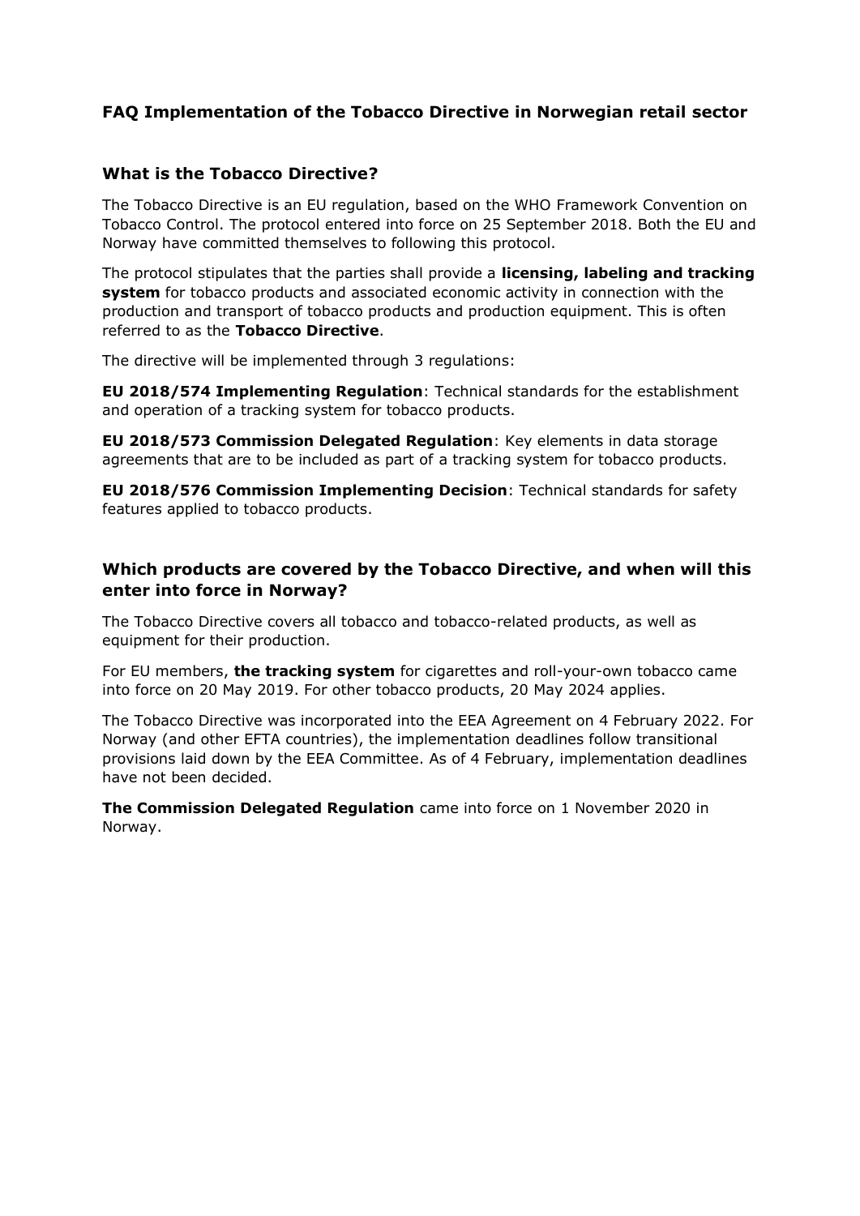## FAQ Implementation of the Tobacco Directive in Norwegian retail sector

### What is the Tobacco Directive?

The Tobacco Directive is an EU regulation, based on the WHO Framework Convention on Tobacco Control. The protocol entered into force on 25 September 2018. Both the EU and Norway have committed themselves to following this protocol.

The protocol stipulates that the parties shall provide a **licensing, labeling and tracking system** for tobacco products and associated economic activity in connection with the production and transport of tobacco products and production equipment. This is often referred to as the **Tobacco Directive**.

The directive will be implemented through 3 regulations:

**EU 2018/574 Implementing Regulation**: Technical standards for the establishment and operation of a tracking system for tobacco products.

**EU 2018/573 Commission Delegated Regulation**: Key elements in data storage agreements that are to be included as part of a tracking system for tobacco products.

**EU 2018/576 Commission Implementing Decision**: Technical standards for safety features applied to tobacco products.

### Which products are covered by the Tobacco Directive, and when will this enter into force in Norway?

The Tobacco Directive covers all tobacco and tobacco-related products, as well as equipment for their production.

For EU members, **the tracking system** for cigarettes and roll-your-own tobacco came into force on 20 May 2019. For other tobacco products, 20 May 2024 applies.

The Tobacco Directive was incorporated into the EEA Agreement on 4 February 2022. For Norway (and other EFTA countries), the implementation deadlines follow transitional provisions laid down by the EEA Committee. As of 4 February, implementation deadlines have not been decided.

**The Commission Delegated Regulation** came into force on 1 November 2020 in Norway.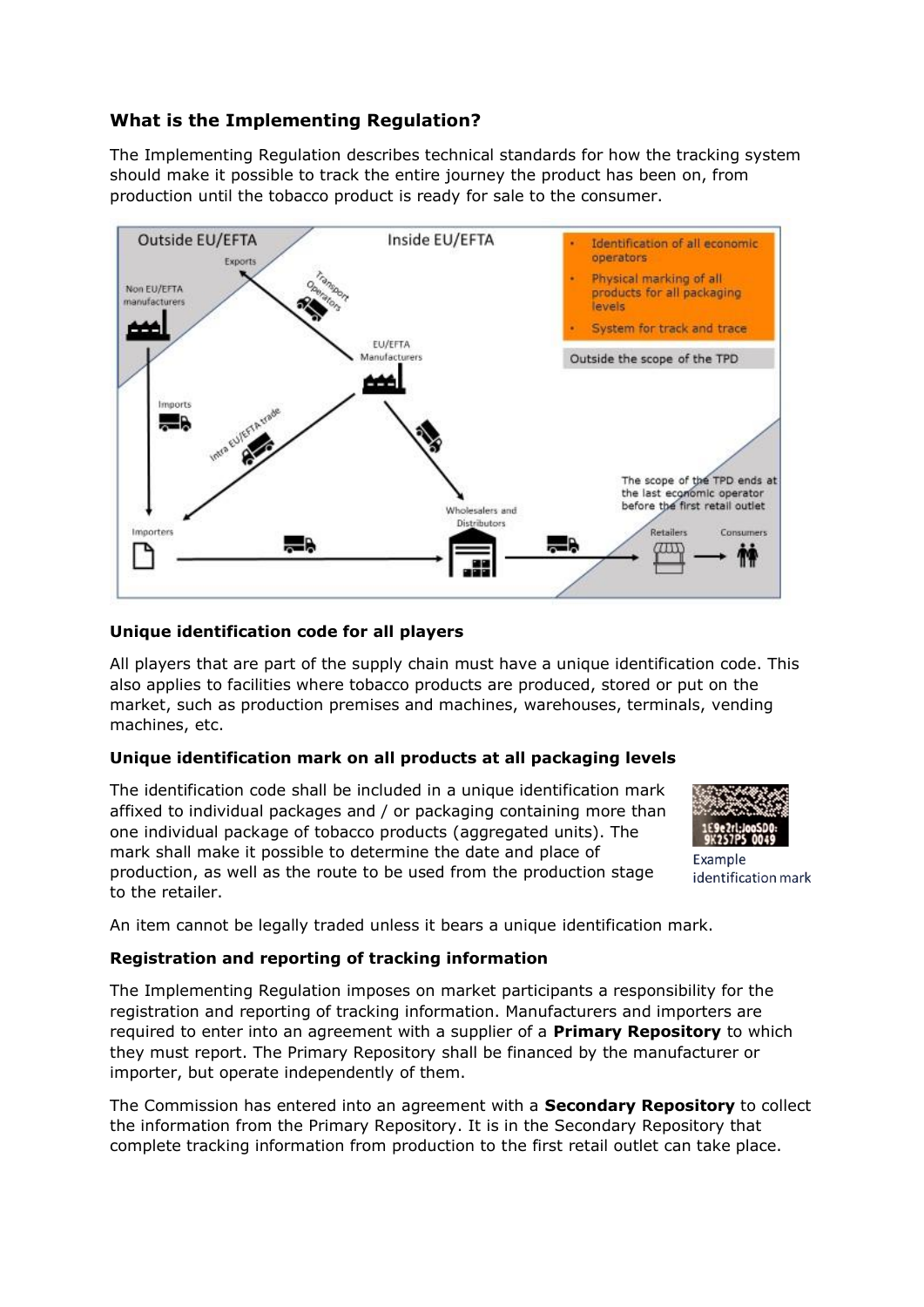### What is the Implementing Regulation?

The Implementing Regulation describes technical standards for how the tracking system should make it possible to track the entire journey the product has been on, from production until the tobacco product is ready for sale to the consumer.

### Unique identification code for all players

All players that are part of the supply chain must have a unique identification code. This also applies to facilities where tobacco products are produced, stored or put on the market, such as production premises and machines, warehouses, terminals, vending machines, etc.

### Unique identification mark on all products at all packaging levels

The identification code shall be included in a unique identification mark affixed to individual packages and / or packaging containing more than one individual package of tobacco products (aggregated units). The mark shall make it possible to determine the date and place of production, as well as the route to be used from the production stage to the retailer.

Example identification mark

An item cannot be legally traded unless it bears a unique identification mark.

### Registration and reporting of tracking information

The Implementing Regulation imposes on market participants a responsibility for the registration and reporting of tracking information. Manufacturers and importers are required to enter into an agreement with a supplier of a **Primary Repository** to which they must report. The Primary Repository shall be financed by the manufacturer or importer, but operate independently of them.

The Commission has entered into an agreement with a **Secondary Repository** to collect the information from the Primary Repository. It is in the Secondary Repository that complete tracking information from production to the first retail outlet can take place.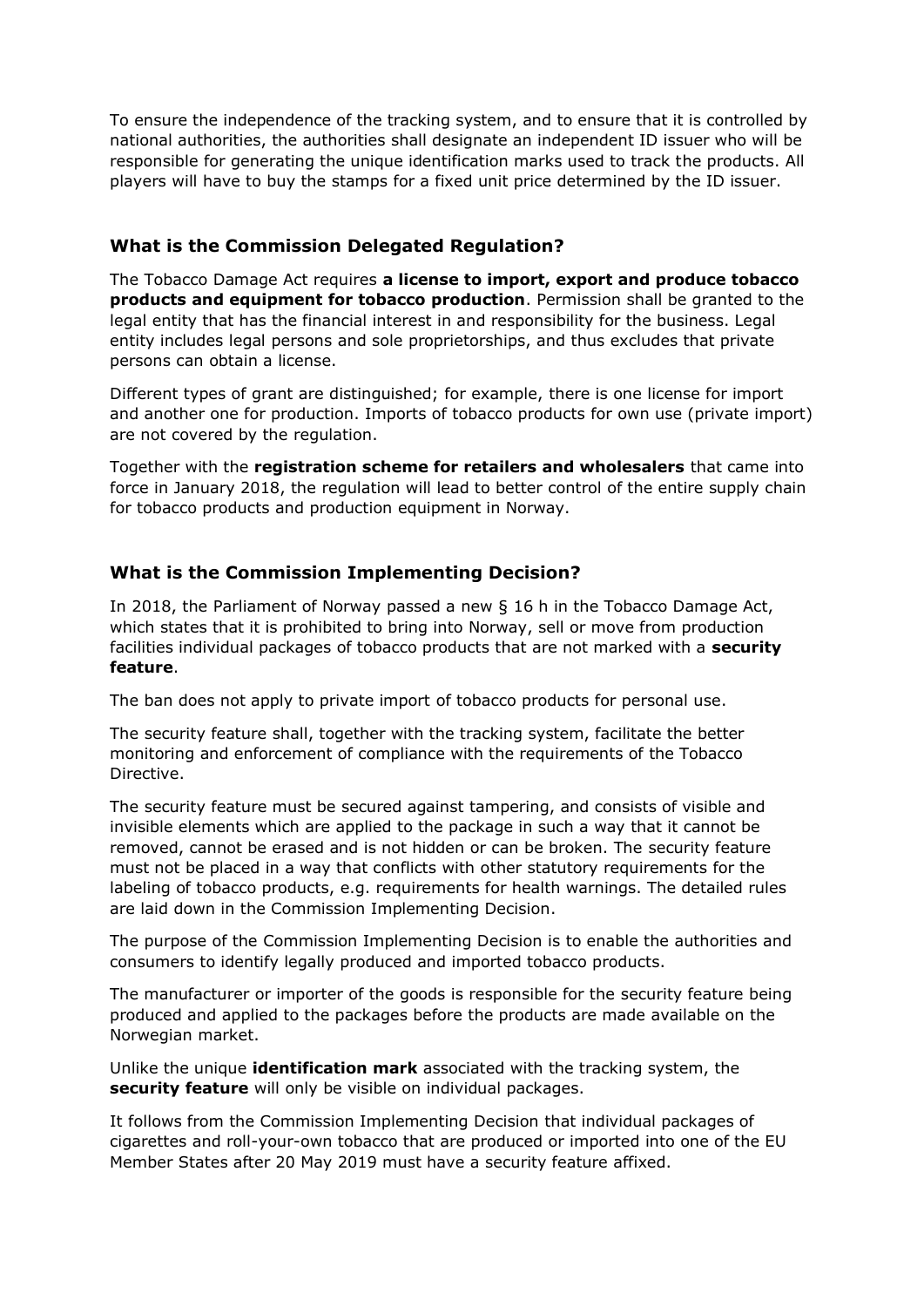To ensure the independence of the tracking system, and to ensure that it is controlled by national authorities, the authorities shall designate an independent ID issuer who will be responsible for generating the unique identification marks used to track the products. All players will have to buy the stamps for a fixed unit price determined by the ID issuer.

### What is the Commission Delegated Regulation?

The Tobacco Damage Act requires **a license to import, export and produce tobacco products and equipment for tobacco production**. Permission shall be granted to the legal entity that has the financial interest in and responsibility for the business. Legal entity includes legal persons and sole proprietorships, and thus excludes that private persons can obtain a license.

Different types of grant are distinguished; for example, there is one license for import and another one for production. Imports of tobacco products for own use (private import) are not covered by the regulation.

Together with the **registration scheme for retailers and wholesalers** that came into force in January 2018, the regulation will lead to better control of the entire supply chain for tobacco products and production equipment in Norway.

### What is the Commission Implementing Decision?

In 2018, the Parliament of Norway passed a new § 16 h in the Tobacco Damage Act, which states that it is prohibited to bring into Norway, sell or move from production facilities individual packages of tobacco products that are not marked with a **security feature**.

The ban does not apply to private import of tobacco products for personal use.

The security feature shall, together with the tracking system, facilitate the better monitoring and enforcement of compliance with the requirements of the Tobacco Directive.

The security feature must be secured against tampering, and consists of visible and invisible elements which are applied to the package in such a way that it cannot be removed, cannot be erased and is not hidden or can be broken. The security feature must not be placed in a way that conflicts with other statutory requirements for the labeling of tobacco products, e.g. requirements for health warnings. The detailed rules are laid down in the Commission Implementing Decision.

The purpose of the Commission Implementing Decision is to enable the authorities and consumers to identify legally produced and imported tobacco products.

The manufacturer or importer of the goods is responsible for the security feature being produced and applied to the packages before the products are made available on the Norwegian market.

Unlike the unique **identification mark** associated with the tracking system, the **security feature** will only be visible on individual packages.

It follows from the Commission Implementing Decision that individual packages of cigarettes and roll-your-own tobacco that are produced or imported into one of the EU Member States after 20 May 2019 must have a security feature affixed.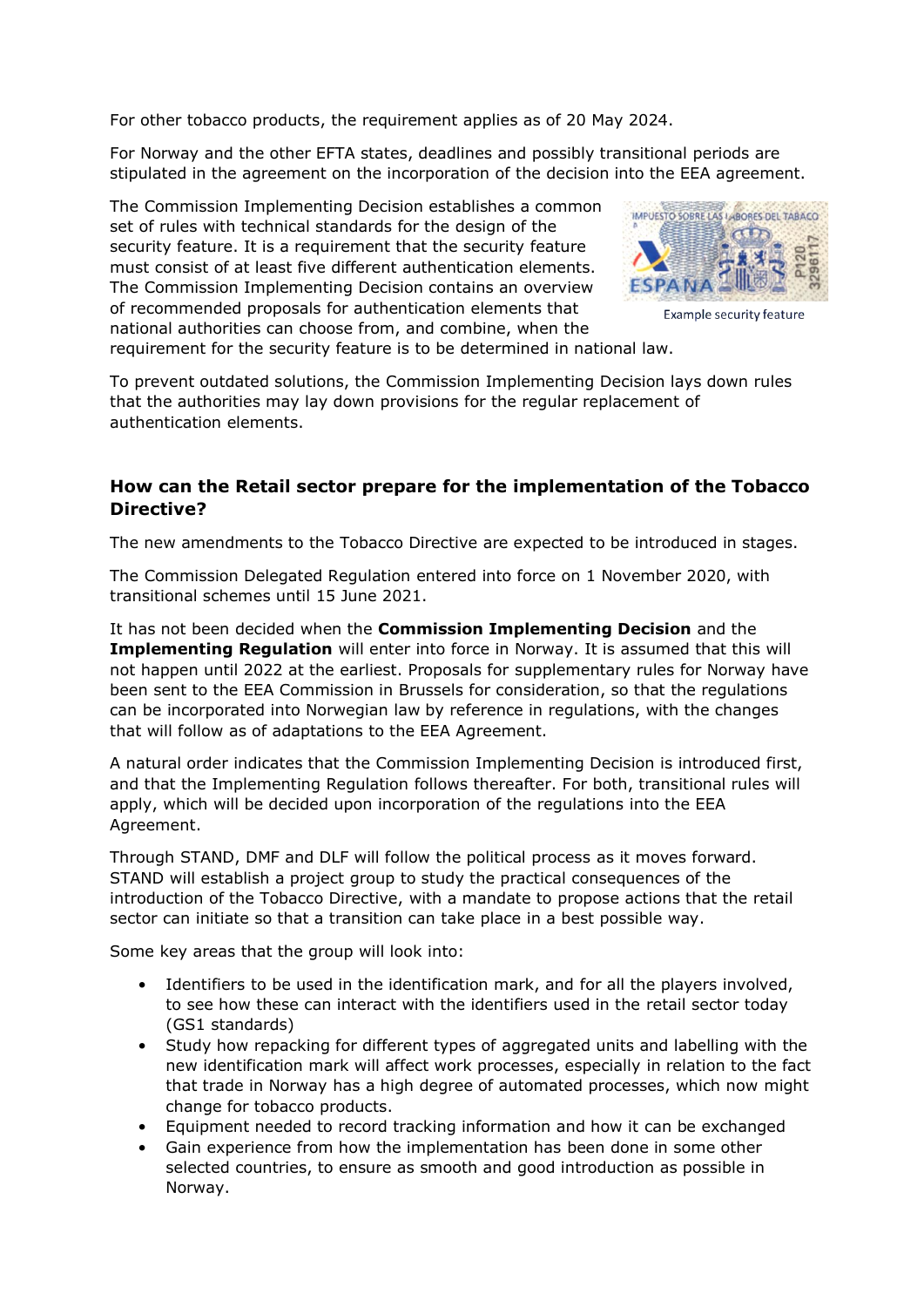For other tobacco products, the requirement applies as of 20 May 2024.

For Norway and the other EFTA states, deadlines and possibly transitional periods are stipulated in the agreement on the incorporation of the decision into the EEA agreement.

The Commission Implementing Decision establishes a common set of rules with technical standards for the design of the security feature. It is a requirement that the security feature must consist of at least five different authentication elements. The Commission Implementing Decision contains an overview of recommended proposals for authentication elements that national authorities can choose from, and combine, when the requirement for the security feature is to be determined in national law.

Example security feature

To prevent outdated solutions, the Commission Implementing Decision lays down rules that the authorities may lay down provisions for the regular replacement of authentication elements.

### How can the Retail sector prepare for the implementation of the Tobacco Directive?

The new amendments to the Tobacco Directive are expected to be introduced in stages.

The Commission Delegated Regulation entered into force on 1 November 2020, with transitional schemes until 15 June 2021.

It has not been decided when the **Commission Implementing Decision** and the **Implementing Regulation** will enter into force in Norway. It is assumed that this will not happen until 2022 at the earliest. Proposals for supplementary rules for Norway have been sent to the EEA Commission in Brussels for consideration, so that the regulations can be incorporated into Norwegian law by reference in regulations, with the changes that will follow as of adaptations to the EEA Agreement.

A natural order indicates that the Commission Implementing Decision is introduced first, and that the Implementing Regulation follows thereafter. For both, transitional rules will apply, which will be decided upon incorporation of the regulations into the EEA Agreement.

Through STAND, DMF and DLF will follow the political process as it moves forward. STAND will establish a project group to study the practical consequences of the introduction of the Tobacco Directive, with a mandate to propose actions that the retail sector can initiate so that a transition can take place in a best possible way.

Some key areas that the group will look into:

- Identifiers to be used in the identification mark, and for all the players involved, to see how these can interact with the identifiers used in the retail sector today (GS1 standards)
- Study how repacking for different types of aggregated units and labelling with the new identification mark will affect work processes, especially in relation to the fact that trade in Norway has a high degree of automated processes, which now might change for tobacco products.
- Equipment needed to record tracking information and how it can be exchanged
- Gain experience from how the implementation has been done in some other selected countries, to ensure as smooth and good introduction as possible in Norway.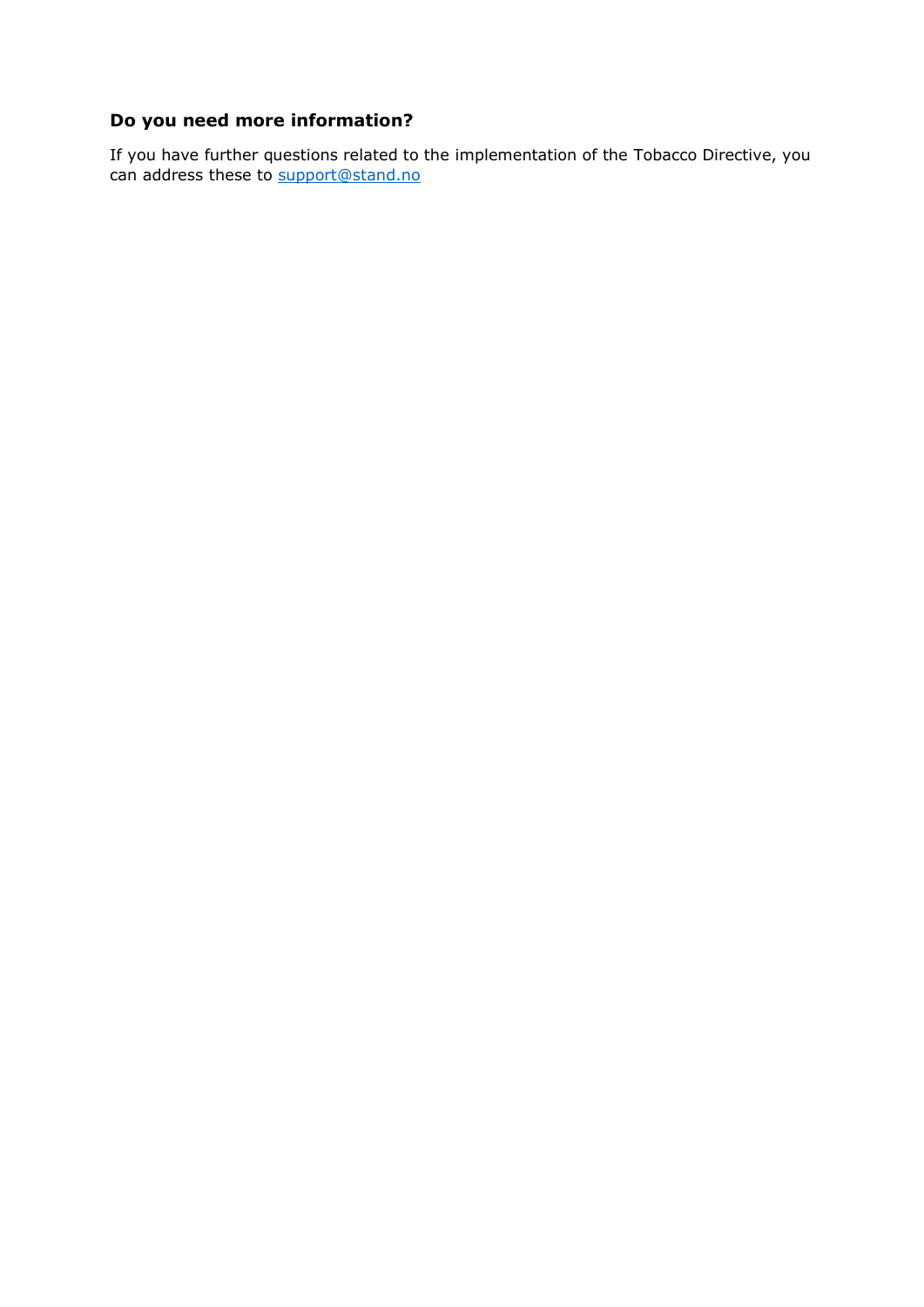### Do you need more information?

If you have further questions related to the implementation of the Tobacco Directive, you can address these to support@stand.no